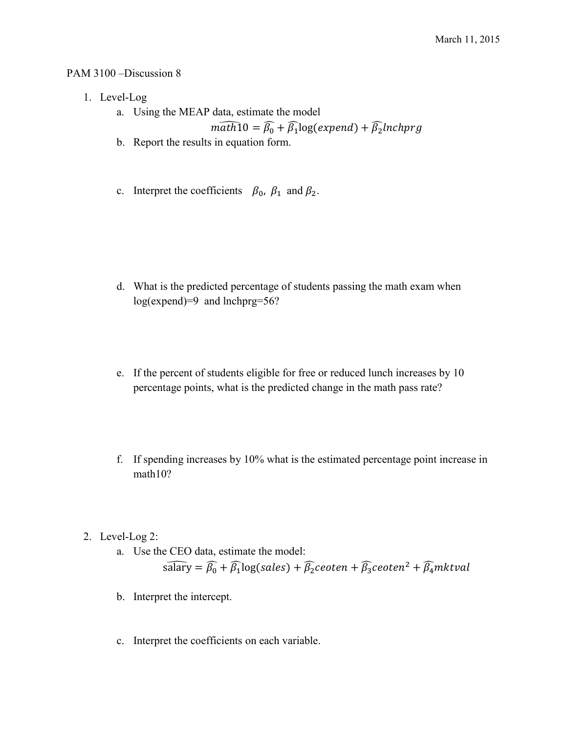March 11, 2015

PAM 3100 –Discussion 8

1. Level-Log
   a. Using the MEAP data, estimate the model
   $$\widehat{math10} = \widehat{\beta_0} + \widehat{\beta_1}\log(expend) + \widehat{\beta_2}lnchprg$$
   b. Report the results in equation form.

   c. Interpret the coefficients $\beta_0$, $\beta_1$ and $\beta_2$.

   d. What is the predicted percentage of students passing the math exam when log(expend)=9 and lnchprg=56?

   e. If the percent of students eligible for free or reduced lunch increases by 10 percentage points, what is the predicted change in the math pass rate?

   f. If spending increases by 10% what is the estimated percentage point increase in math10?

2. Level-Log 2:
   a. Use the CEO data, estimate the model:
   $$\widehat{\text{salary}} = \widehat{\beta_0} + \widehat{\beta_1}\log(sales) + \widehat{\beta_2}ceoten + \widehat{\beta_3}ceoten^2 + \widehat{\beta_4}mktval$$

   b. Interpret the intercept.

   c. Interpret the coefficients on each variable.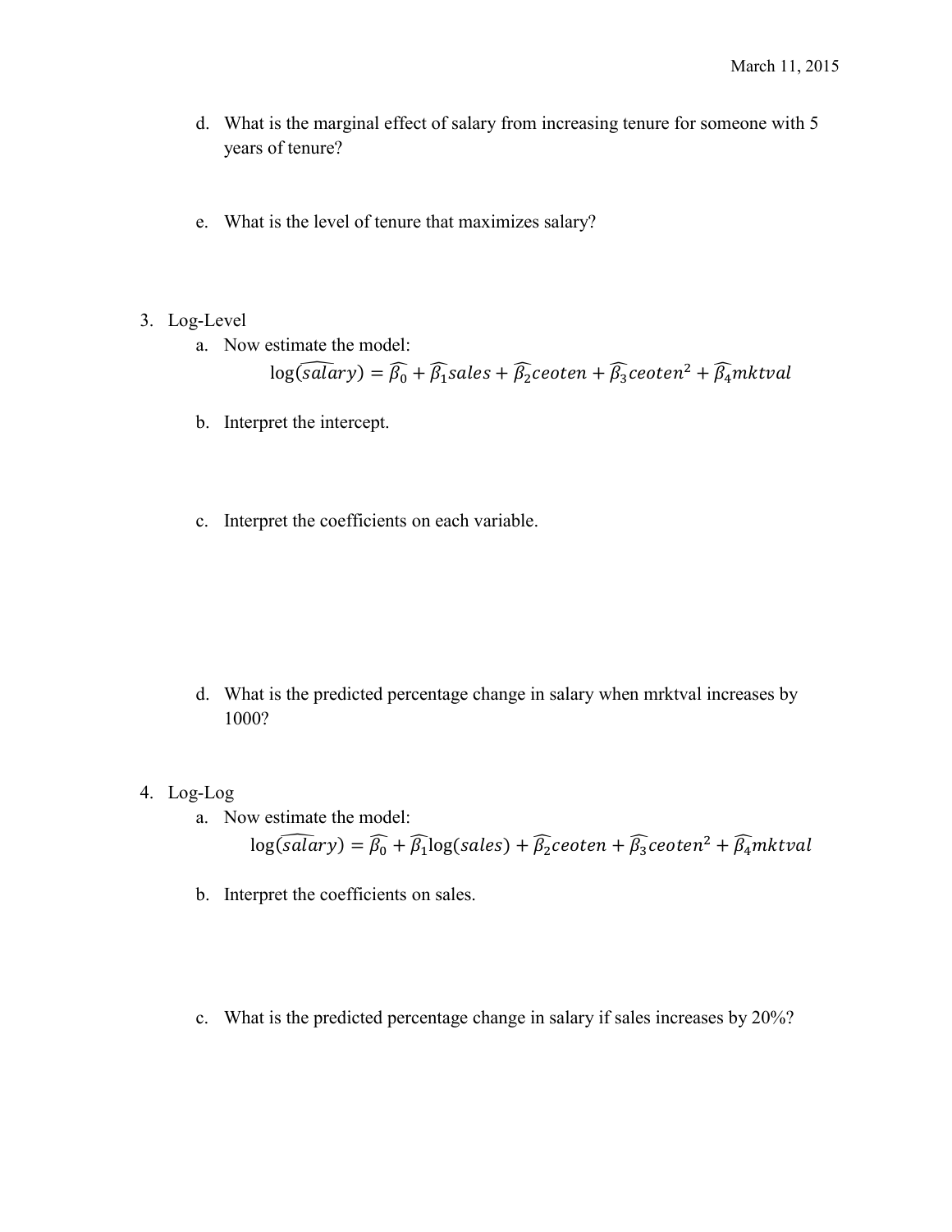d. What is the marginal effect of salary from increasing tenure for someone with 5 years of tenure?

e. What is the level of tenure that maximizes salary?

3. Log-Level

   a. Now estimate the model:

   $$\log(\widehat{salary}) = \widehat{\beta_0} + \widehat{\beta_1}sales + \widehat{\beta_2}ceoten + \widehat{\beta_3}ceoten^2 + \widehat{\beta_4}mktval$$

   b. Interpret the intercept.

   c. Interpret the coefficients on each variable.

   d. What is the predicted percentage change in salary when mrktval increases by 1000?

4. Log-Log

   a. Now estimate the model:

   $$\log(\widehat{salary}) = \widehat{\beta_0} + \widehat{\beta_1}\log(sales) + \widehat{\beta_2}ceoten + \widehat{\beta_3}ceoten^2 + \widehat{\beta_4}mktval$$

   b. Interpret the coefficients on sales.

   c. What is the predicted percentage change in salary if sales increases by 20%?